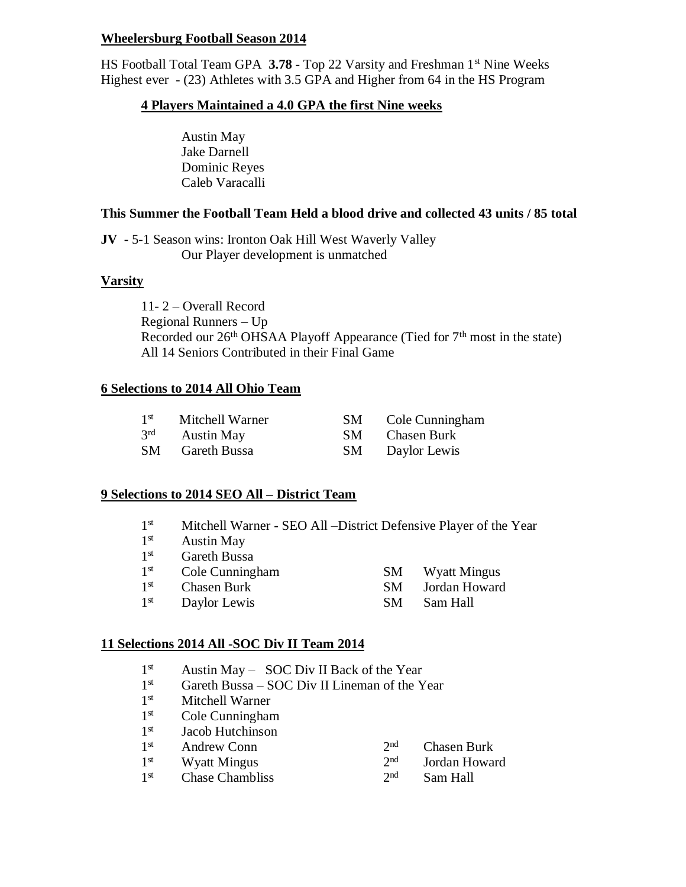**Wheelersburg Football Season 2014**

HS Football Total Team GPA **3.78** - Top 22 Varsity and Freshman 1st Nine Weeks Highest ever - (23) Athletes with 3.5 GPA and Higher from 64 in the HS Program

**4 Players Maintained a 4.0 GPA the first Nine weeks**

Austin May
Jake Darnell
Dominic Reyes
Caleb Varacalli

**This Summer the Football Team Held a blood drive and collected 43 units / 85 total**

**JV** - 5-1 Season wins: Ironton Oak Hill West Waverly Valley
Our Player development is unmatched

**Varsity**

11- 2 – Overall Record
Regional Runners – Up
Recorded our 26th OHSAA Playoff Appearance (Tied for 7th most in the state)
All 14 Seniors Contributed in their Final Game

**6 Selections to 2014 All Ohio Team**

| | | | |
|---|---|---|---|
| 1st | Mitchell Warner | SM | Cole Cunningham |
| 3rd | Austin May | SM | Chasen Burk |
| SM | Gareth Bussa | SM | Daylor Lewis |

**9 Selections to 2014 SEO All – District Team**

| | | | |
|---|---|---|---|
| 1st | Mitchell Warner - SEO All –District Defensive Player of the Year | | |
| 1st | Austin May | | |
| 1st | Gareth Bussa | | |
| 1st | Cole Cunningham | SM | Wyatt Mingus |
| 1st | Chasen Burk | SM | Jordan Howard |
| 1st | Daylor Lewis | SM | Sam Hall |

**11 Selections 2014 All -SOC Div II Team 2014**

| | | | |
|---|---|---|---|
| 1st | Austin May – SOC Div II Back of the Year | | |
| 1st | Gareth Bussa – SOC Div II Lineman of the Year | | |
| 1st | Mitchell Warner | | |
| 1st | Cole Cunningham | | |
| 1st | Jacob Hutchinson | | |
| 1st | Andrew Conn | 2nd | Chasen Burk |
| 1st | Wyatt Mingus | 2nd | Jordan Howard |
| 1st | Chase Chambliss | 2nd | Sam Hall |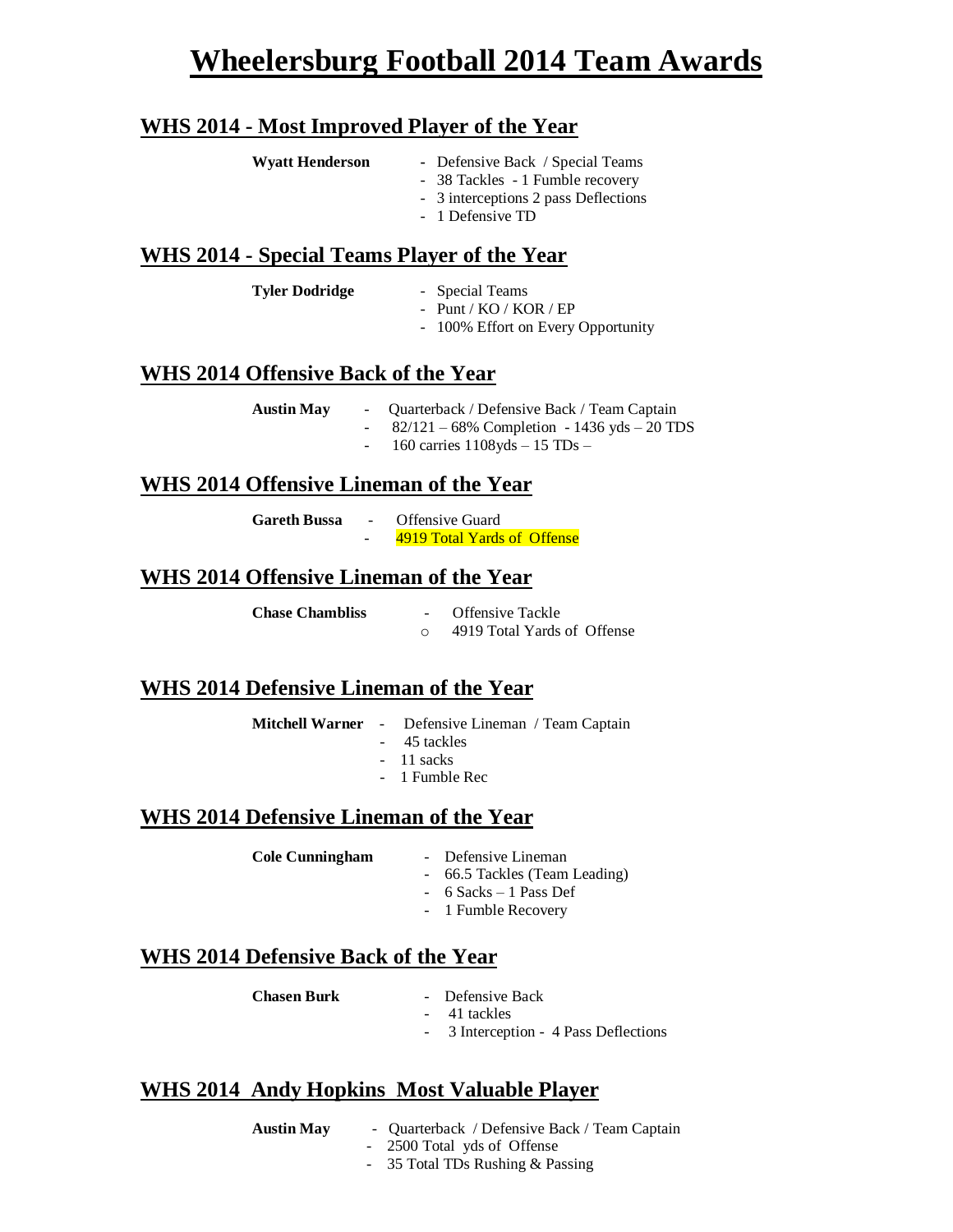# Wheelersburg Football 2014 Team Awards

## WHS 2014 - Most Improved Player of the Year

**Wyatt Henderson**
- Defensive Back / Special Teams
- 38 Tackles - 1 Fumble recovery
- 3 interceptions 2 pass Deflections
- 1 Defensive TD

## WHS 2014 - Special Teams Player of the Year

**Tyler Dodridge**
- Special Teams
- Punt / KO / KOR / EP
- 100% Effort on Every Opportunity

## WHS 2014 Offensive Back of the Year

**Austin May**
- Quarterback / Defensive Back / Team Captain
- 82/121 – 68% Completion - 1436 yds – 20 TDS
- 160 carries 1108yds – 15 TDs –

## WHS 2014 Offensive Lineman of the Year

**Gareth Bussa**
- Offensive Guard
- 4919 Total Yards of Offense

## WHS 2014 Offensive Lineman of the Year

**Chase Chambliss**
- Offensive Tackle
  - 4919 Total Yards of Offense

## WHS 2014 Defensive Lineman of the Year

**Mitchell Warner**
- Defensive Lineman / Team Captain
- 45 tackles
- 11 sacks
- 1 Fumble Rec

## WHS 2014 Defensive Lineman of the Year

**Cole Cunningham**
- Defensive Lineman
- 66.5 Tackles (Team Leading)
- 6 Sacks – 1 Pass Def
- 1 Fumble Recovery

## WHS 2014 Defensive Back of the Year

**Chasen Burk**
- Defensive Back
- 41 tackles
- 3 Interception - 4 Pass Deflections

## WHS 2014 Andy Hopkins Most Valuable Player

**Austin May**
- Quarterback / Defensive Back / Team Captain
- 2500 Total yds of Offense
- 35 Total TDs Rushing & Passing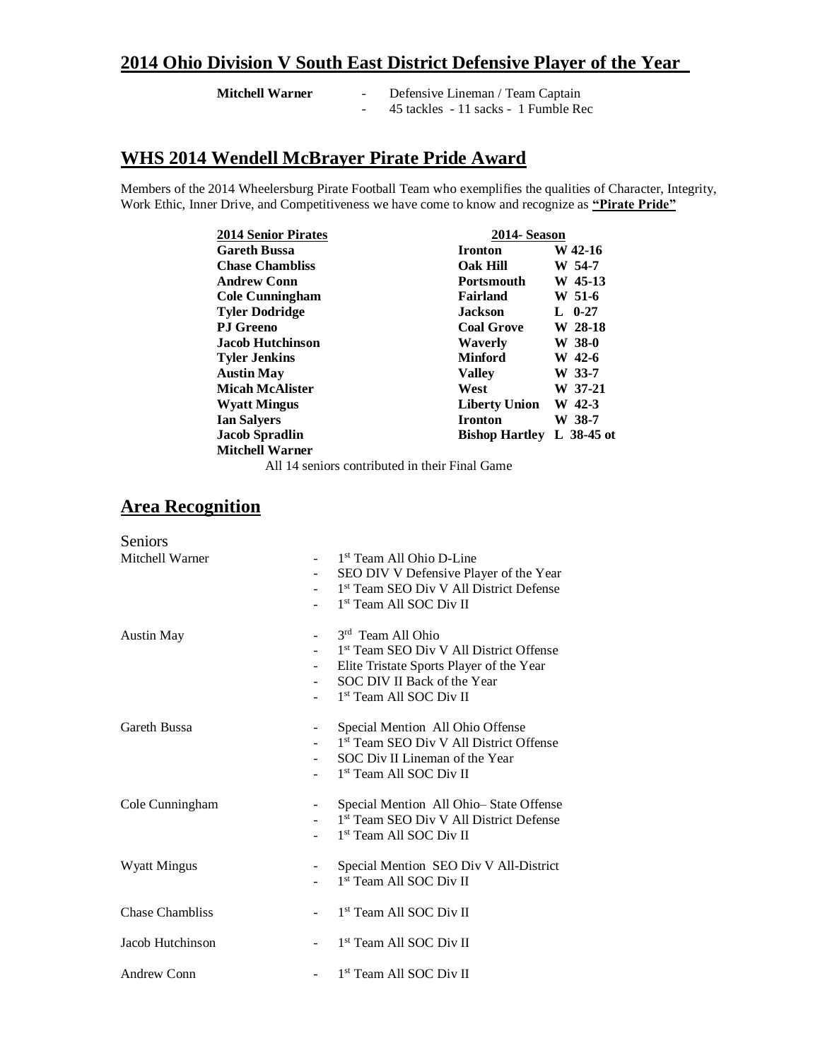## 2014 Ohio Division V South East District Defensive Player of the Year

**Mitchell Warner**
- Defensive Lineman / Team Captain
- 45 tackles - 11 sacks - 1 Fumble Rec

## WHS 2014 Wendell McBrayer Pirate Pride Award

Members of the 2014 Wheelersburg Pirate Football Team who exemplifies the qualities of Character, Integrity, Work Ethic, Inner Drive, and Competitiveness we have come to know and recognize as **"Pirate Pride"**

| 2014 Senior Pirates | 2014- Season | |
|---|---|---|
| **Gareth Bussa** | **Ironton** | **W 42-16** |
| **Chase Chambliss** | **Oak Hill** | **W 54-7** |
| **Andrew Conn** | **Portsmouth** | **W 45-13** |
| **Cole Cunningham** | **Fairland** | **W 51-6** |
| **Tyler Dodridge** | **Jackson** | **L 0-27** |
| **PJ Greeno** | **Coal Grove** | **W 28-18** |
| **Jacob Hutchinson** | **Waverly** | **W 38-0** |
| **Tyler Jenkins** | **Minford** | **W 42-6** |
| **Austin May** | **Valley** | **W 33-7** |
| **Micah McAlister** | **West** | **W 37-21** |
| **Wyatt Mingus** | **Liberty Union** | **W 42-3** |
| **Ian Salyers** | **Ironton** | **W 38-7** |
| **Jacob Spradlin** | **Bishop Hartley** | **L 38-45 ot** |
| **Mitchell Warner** | | |

All 14 seniors contributed in their Final Game

## Area Recognition

Seniors

Mitchell Warner
- 1st Team All Ohio D-Line
- SEO DIV V Defensive Player of the Year
- 1st Team SEO Div V All District Defense
- 1st Team All SOC Div II

Austin May
- 3rd Team All Ohio
- 1st Team SEO Div V All District Offense
- Elite Tristate Sports Player of the Year
- SOC DIV II Back of the Year
- 1st Team All SOC Div II

Gareth Bussa
- Special Mention All Ohio Offense
- 1st Team SEO Div V All District Offense
- SOC Div II Lineman of the Year
- 1st Team All SOC Div II

Cole Cunningham
- Special Mention All Ohio– State Offense
- 1st Team SEO Div V All District Defense
- 1st Team All SOC Div II

Wyatt Mingus
- Special Mention SEO Div V All-District
- 1st Team All SOC Div II

Chase Chambliss
- 1st Team All SOC Div II

Jacob Hutchinson
- 1st Team All SOC Div II

Andrew Conn
- 1st Team All SOC Div II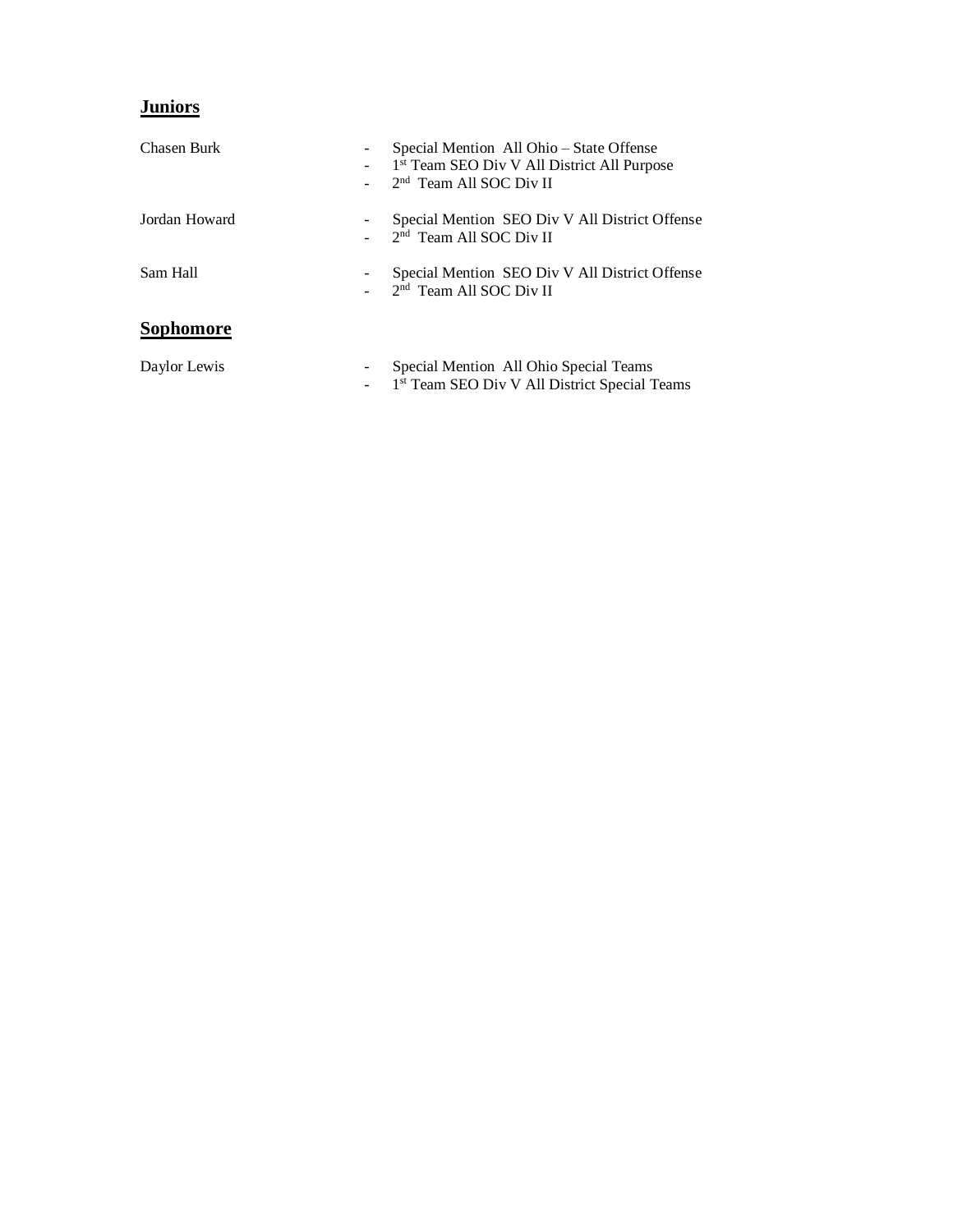## Juniors

Chasen Burk
- Special Mention All Ohio – State Offense
- 1st Team SEO Div V All District All Purpose
- 2nd Team All SOC Div II

Jordan Howard
- Special Mention SEO Div V All District Offense
- 2nd Team All SOC Div II

Sam Hall
- Special Mention SEO Div V All District Offense
- 2nd Team All SOC Div II

## Sophomore

Daylor Lewis
- Special Mention All Ohio Special Teams
- 1st Team SEO Div V All District Special Teams